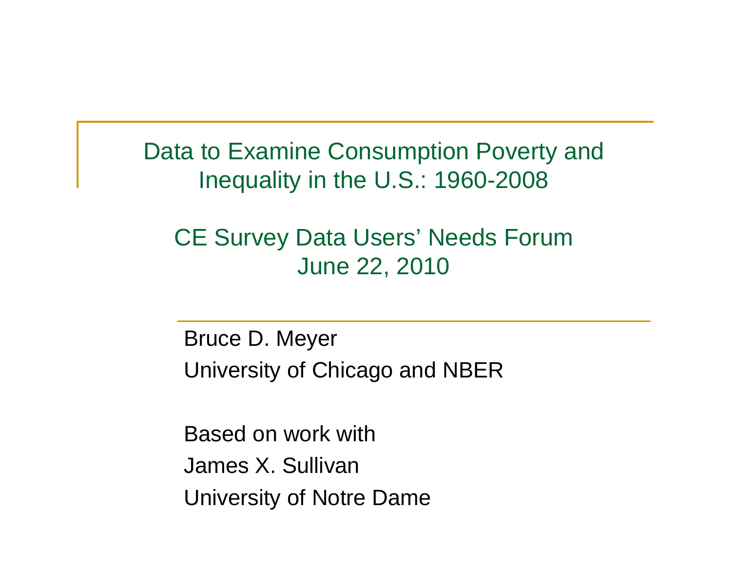# Data to Examine Consumption Poverty and Inequality in the U.S.: 1960-2008

## CE Survey Data Users' Needs Forum
## June 22, 2010

Bruce D. Meyer

University of Chicago and NBER

Based on work with

James X. Sullivan

University of Notre Dame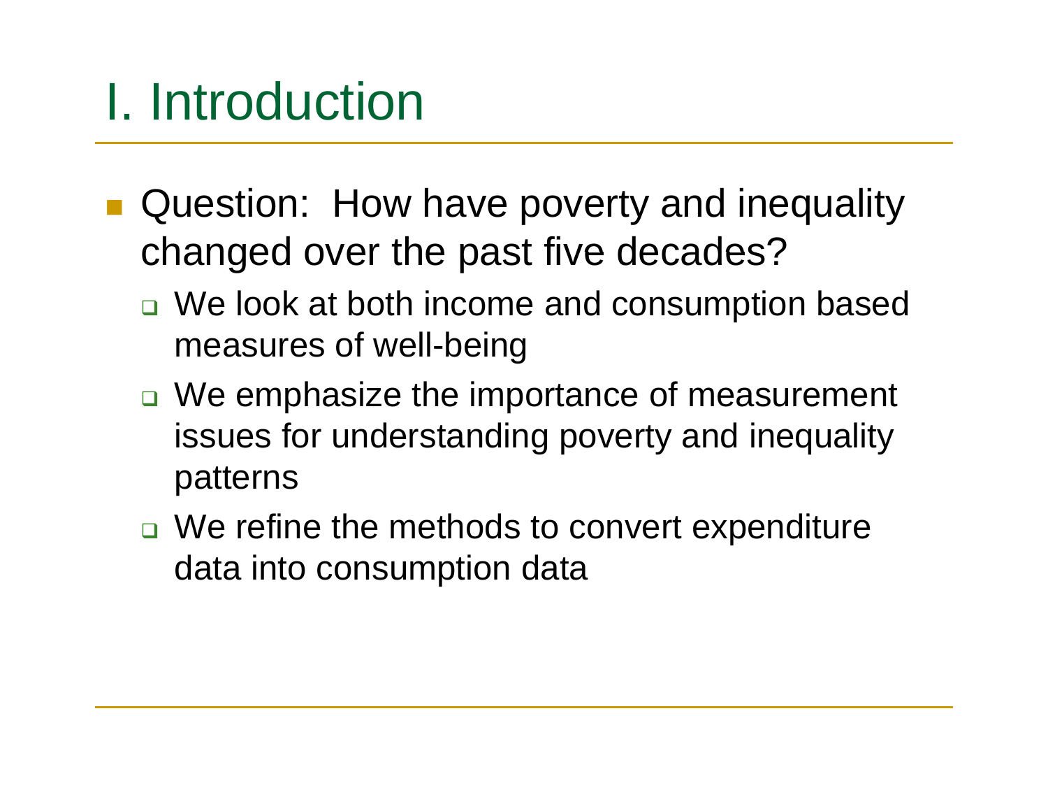# I. Introduction

- Question: How have poverty and inequality changed over the past five decades?
  - We look at both income and consumption based measures of well-being
  - We emphasize the importance of measurement issues for understanding poverty and inequality patterns
  - We refine the methods to convert expenditure data into consumption data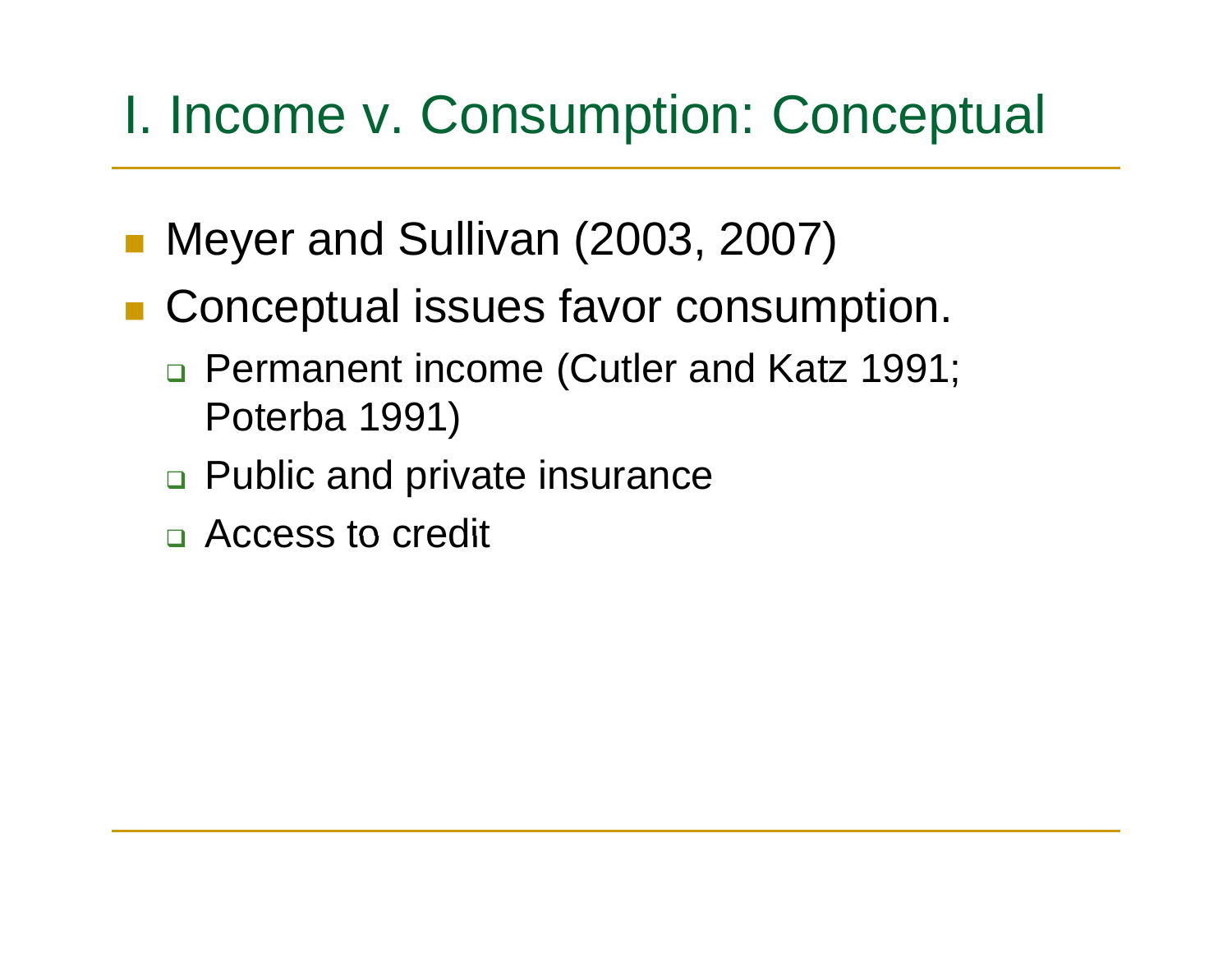# I. Income v. Consumption: Conceptual

- Meyer and Sullivan (2003, 2007)
- Conceptual issues favor consumption.
  - Permanent income (Cutler and Katz 1991; Poterba 1991)
  - Public and private insurance
  - Access to credit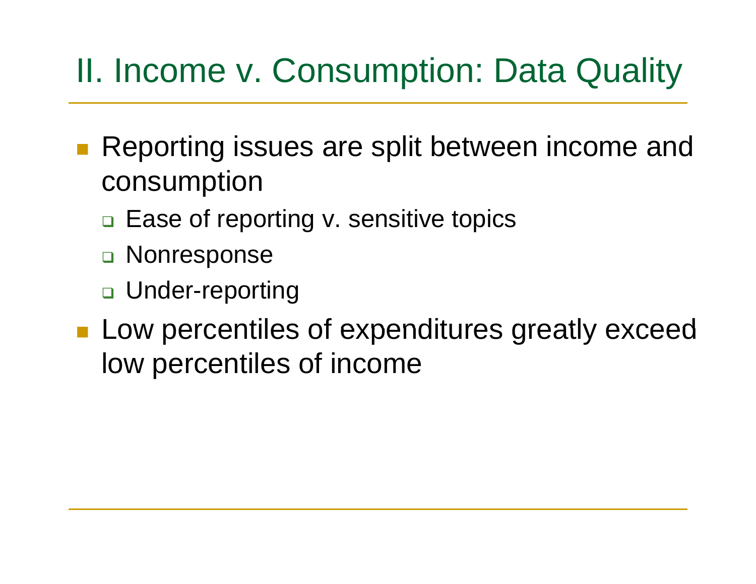# II. Income v. Consumption: Data Quality

- Reporting issues are split between income and consumption
  - Ease of reporting v. sensitive topics
  - Nonresponse
  - Under-reporting
- Low percentiles of expenditures greatly exceed low percentiles of income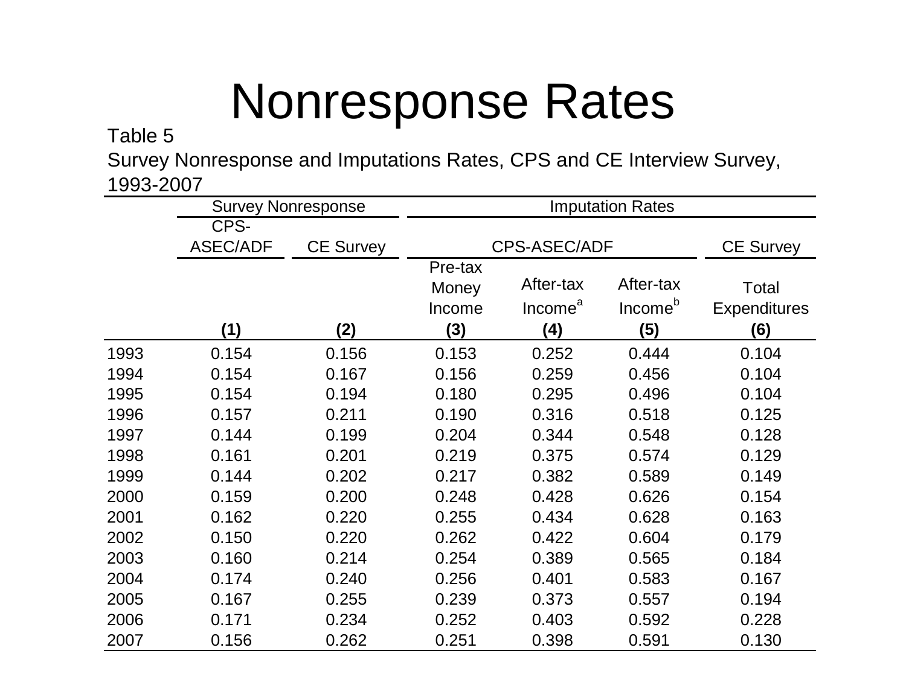# Nonresponse Rates

Table 5
Survey Nonresponse and Imputations Rates, CPS and CE Interview Survey, 1993-2007

| | Survey Nonresponse | | Imputation Rates | | | |
|---|---|---|---|---|---|---|
| | CPS-ASEC/ADF | CE Survey | CPS-ASEC/ADF | | | CE Survey |
| | | | Pre-tax Money Income | After-tax Income[a] | After-tax Income[b] | Total Expenditures |
| | (1) | (2) | (3) | (4) | (5) | (6) |
| 1993 | 0.154 | 0.156 | 0.153 | 0.252 | 0.444 | 0.104 |
| 1994 | 0.154 | 0.167 | 0.156 | 0.259 | 0.456 | 0.104 |
| 1995 | 0.154 | 0.194 | 0.180 | 0.295 | 0.496 | 0.104 |
| 1996 | 0.157 | 0.211 | 0.190 | 0.316 | 0.518 | 0.125 |
| 1997 | 0.144 | 0.199 | 0.204 | 0.344 | 0.548 | 0.128 |
| 1998 | 0.161 | 0.201 | 0.219 | 0.375 | 0.574 | 0.129 |
| 1999 | 0.144 | 0.202 | 0.217 | 0.382 | 0.589 | 0.149 |
| 2000 | 0.159 | 0.200 | 0.248 | 0.428 | 0.626 | 0.154 |
| 2001 | 0.162 | 0.220 | 0.255 | 0.434 | 0.628 | 0.163 |
| 2002 | 0.150 | 0.220 | 0.262 | 0.422 | 0.604 | 0.179 |
| 2003 | 0.160 | 0.214 | 0.254 | 0.389 | 0.565 | 0.184 |
| 2004 | 0.174 | 0.240 | 0.256 | 0.401 | 0.583 | 0.167 |
| 2005 | 0.167 | 0.255 | 0.239 | 0.373 | 0.557 | 0.194 |
| 2006 | 0.171 | 0.234 | 0.252 | 0.403 | 0.592 | 0.228 |
| 2007 | 0.156 | 0.262 | 0.251 | 0.398 | 0.591 | 0.130 |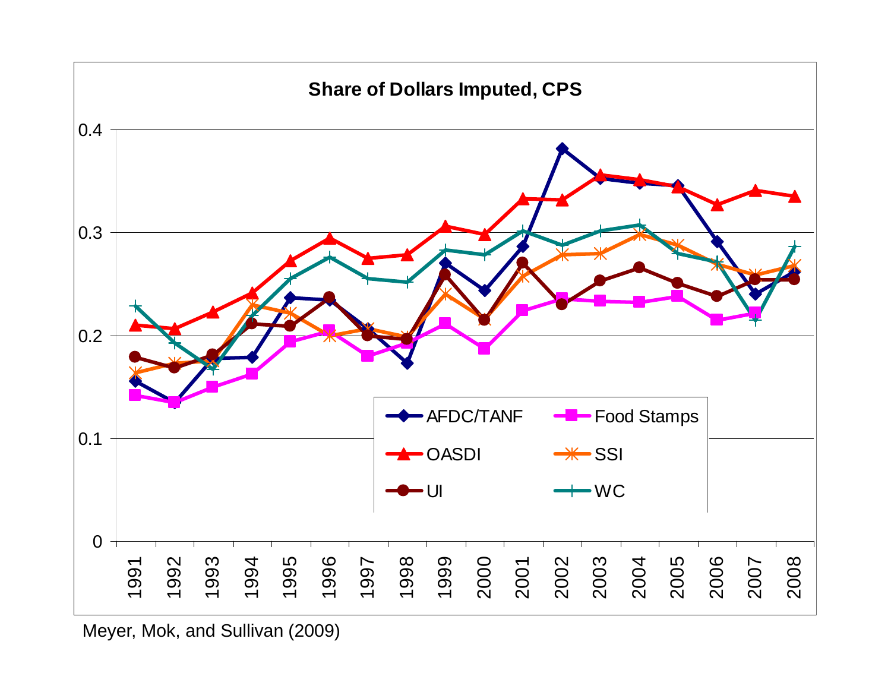**Share of Dollars Imputed, CPS**

Legend: AFDC/TANF, Food Stamps, OASDI, SSI, UI, WC

Years: 1991–2008

Meyer, Mok, and Sullivan (2009)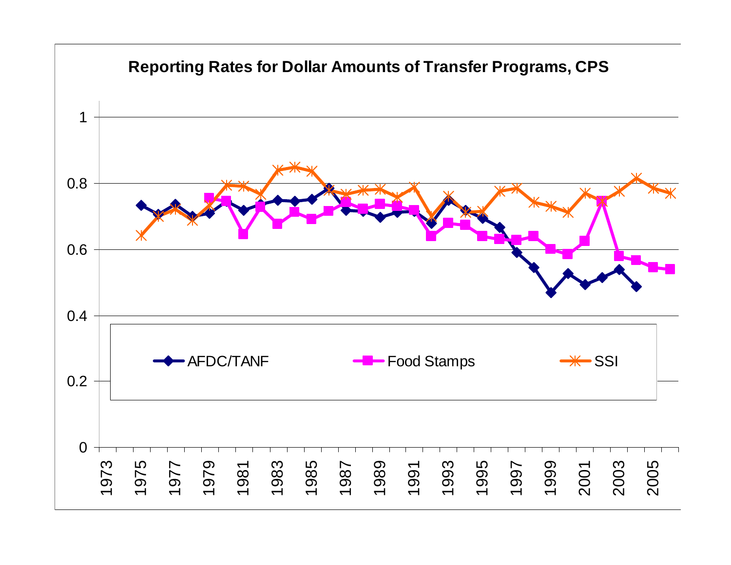**Reporting Rates for Dollar Amounts of Transfer Programs, CPS**

1

0.8

0.6

0.4

0.2

0

AFDC/TANF

Food Stamps

SSI

1973 1975 1977 1979 1981 1983 1985 1987 1989 1991 1993 1995 1997 1999 2001 2003 2005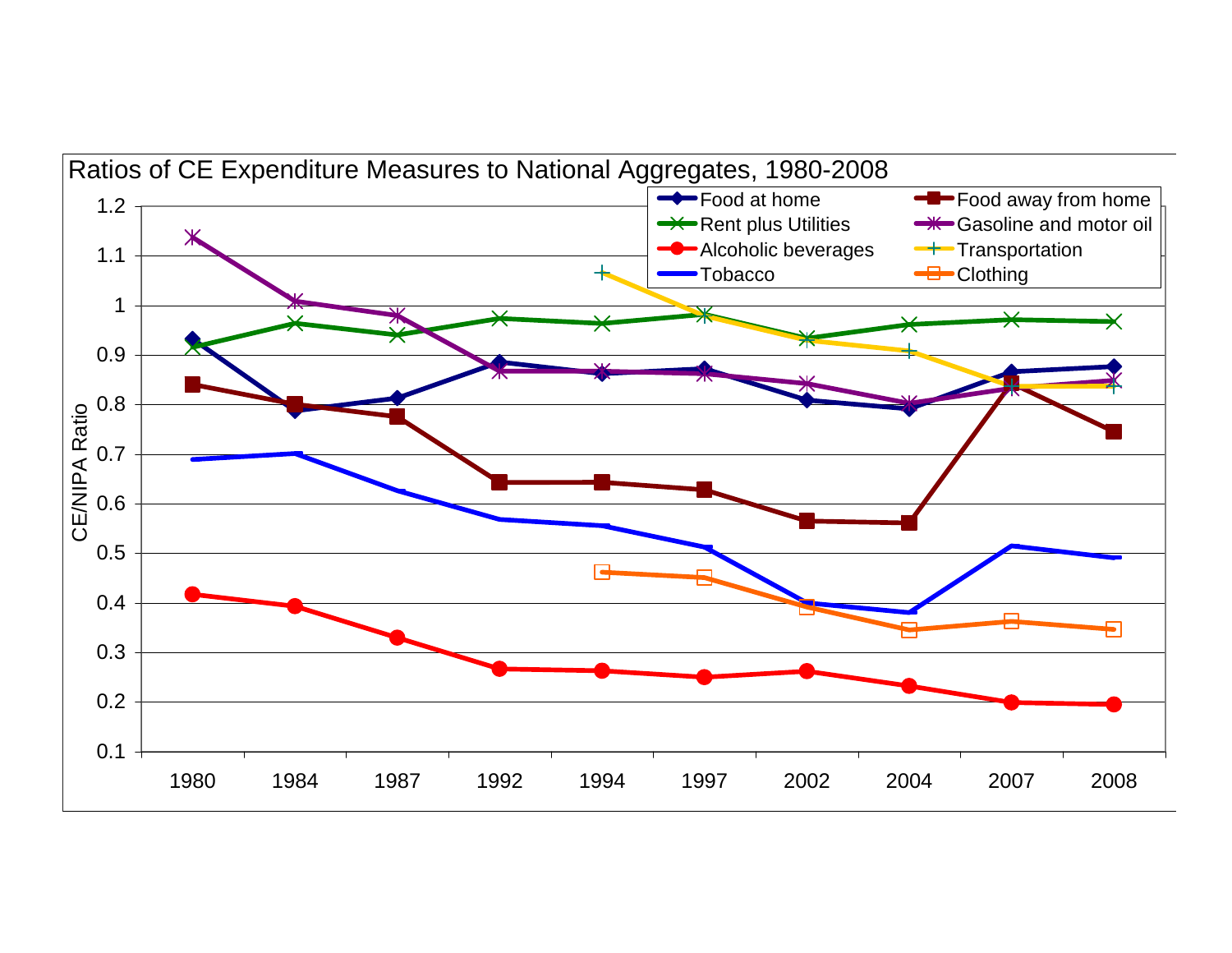Ratios of CE Expenditure Measures to National Aggregates, 1980-2008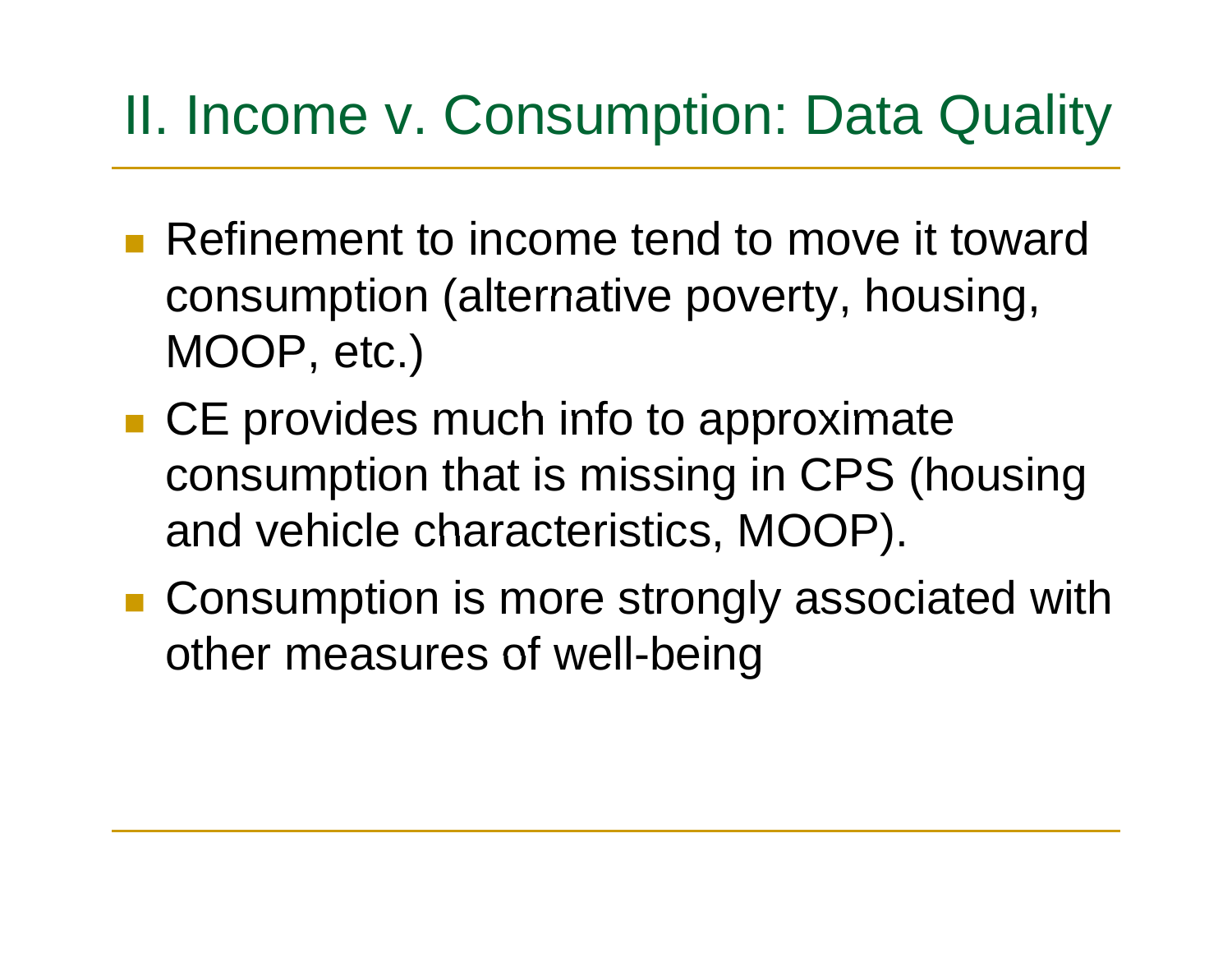# II. Income v. Consumption: Data Quality

- Refinement to income tend to move it toward consumption (alternative poverty, housing, MOOP, etc.)
- CE provides much info to approximate consumption that is missing in CPS (housing and vehicle characteristics, MOOP).
- Consumption is more strongly associated with other measures of well-being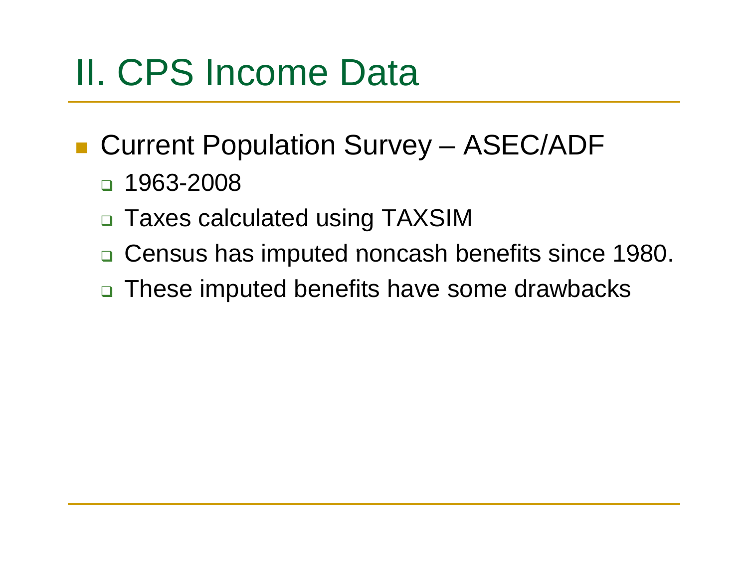# II. CPS Income Data

- Current Population Survey – ASEC/ADF
  - 1963-2008
  - Taxes calculated using TAXSIM
  - Census has imputed noncash benefits since 1980.
  - These imputed benefits have some drawbacks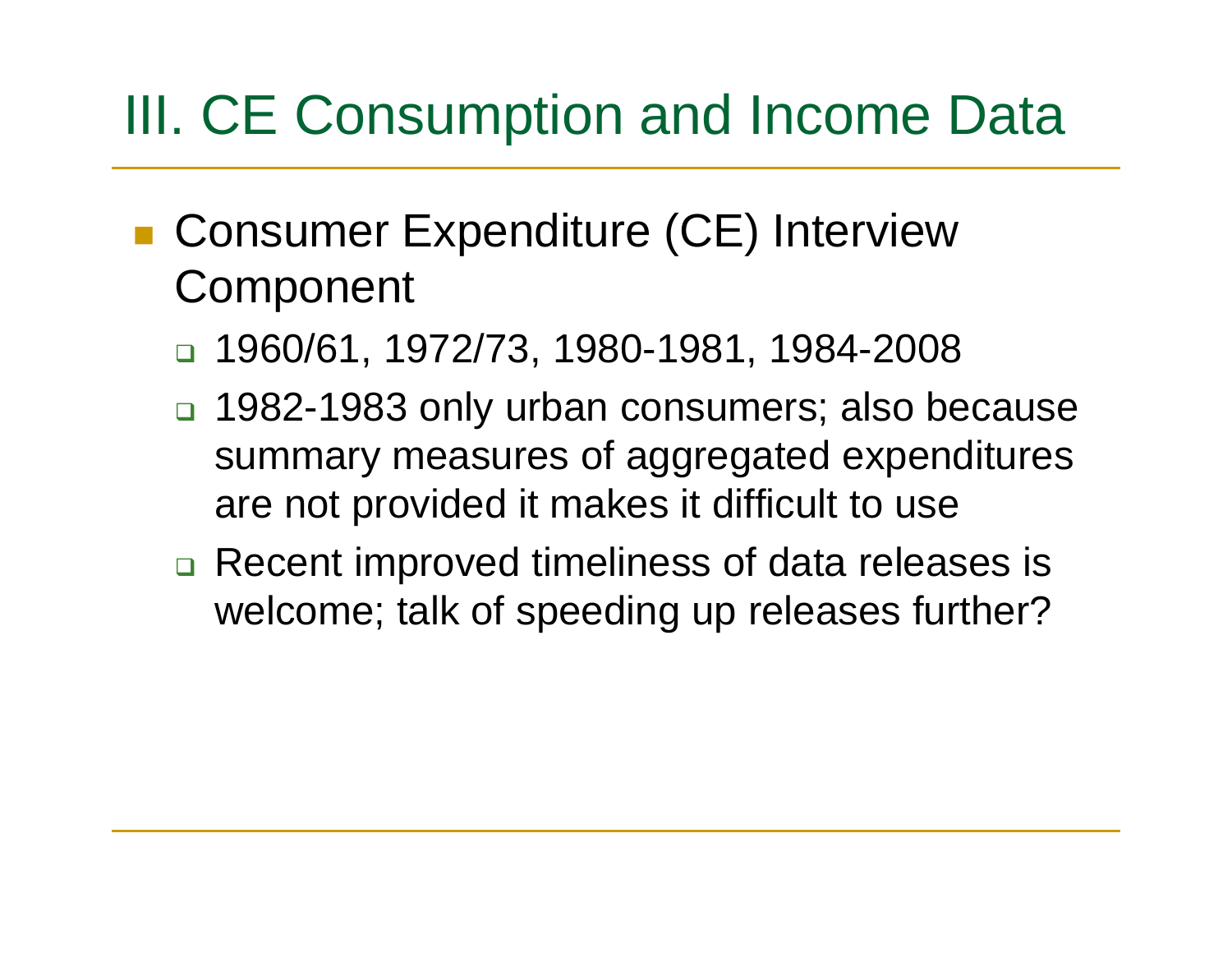# III. CE Consumption and Income Data

- Consumer Expenditure (CE) Interview Component
  - 1960/61, 1972/73, 1980-1981, 1984-2008
  - 1982-1983 only urban consumers; also because summary measures of aggregated expenditures are not provided it makes it difficult to use
  - Recent improved timeliness of data releases is welcome; talk of speeding up releases further?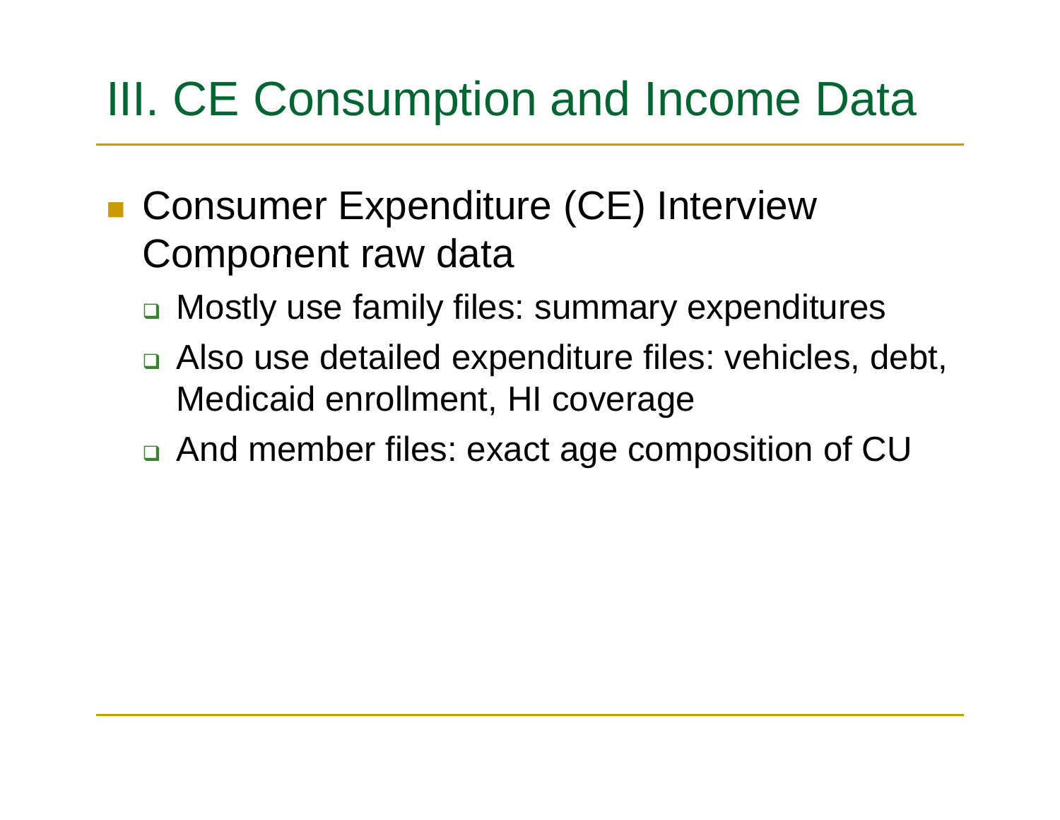# III. CE Consumption and Income Data

- Consumer Expenditure (CE) Interview Component raw data
  - Mostly use family files: summary expenditures
  - Also use detailed expenditure files: vehicles, debt, Medicaid enrollment, HI coverage
  - And member files: exact age composition of CU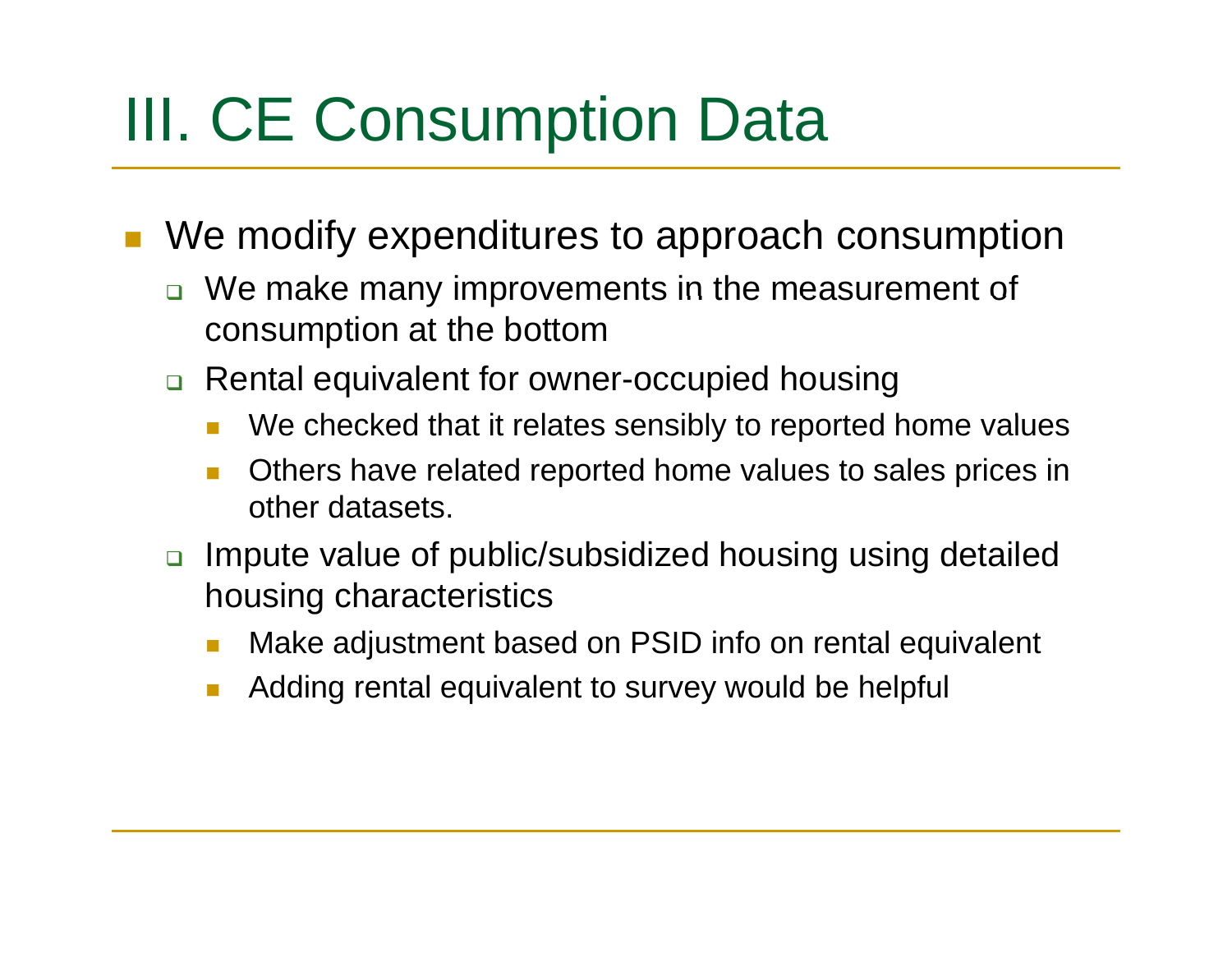# III. CE Consumption Data

- We modify expenditures to approach consumption
  - We make many improvements in the measurement of consumption at the bottom
  - Rental equivalent for owner-occupied housing
    - We checked that it relates sensibly to reported home values
    - Others have related reported home values to sales prices in other datasets.
  - Impute value of public/subsidized housing using detailed housing characteristics
    - Make adjustment based on PSID info on rental equivalent
    - Adding rental equivalent to survey would be helpful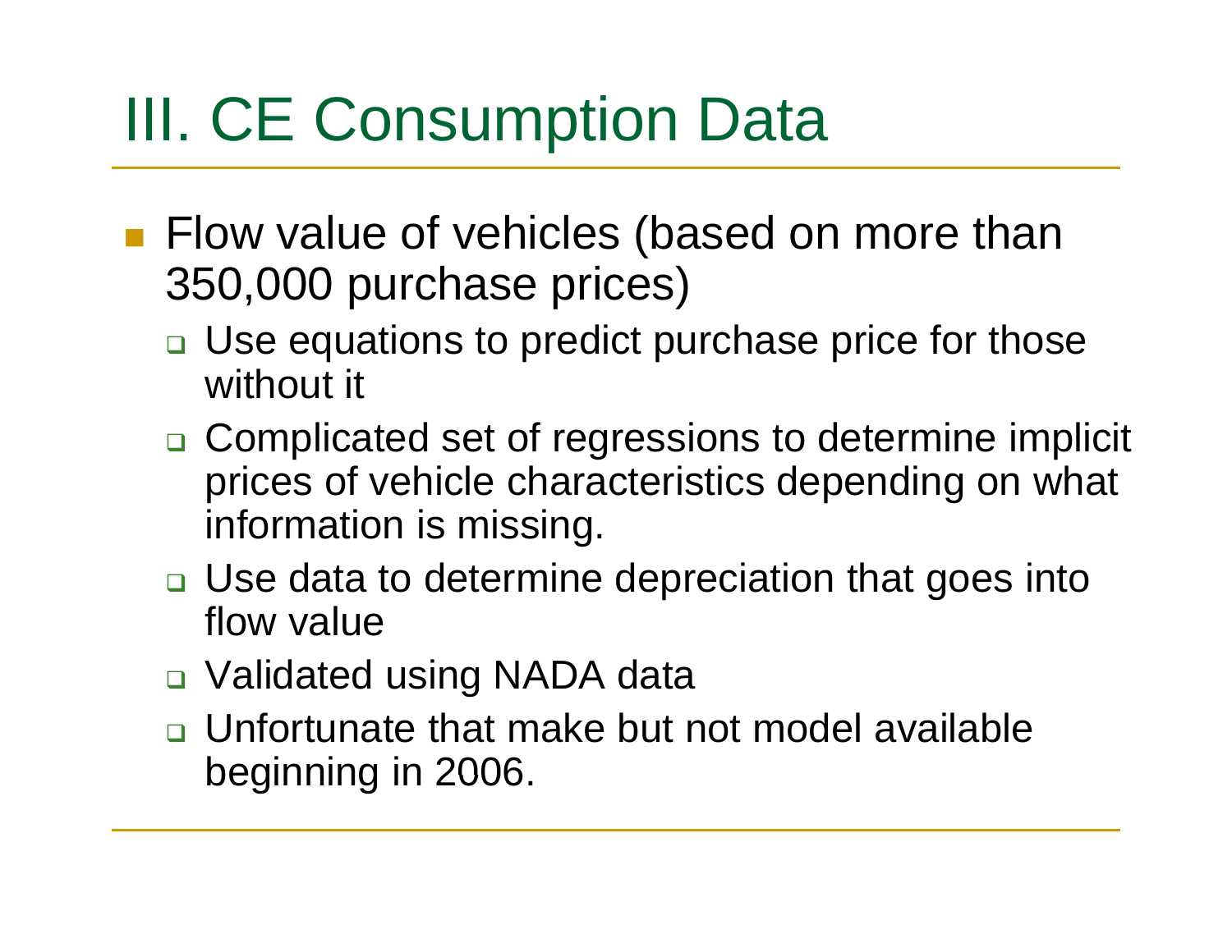# III. CE Consumption Data

- Flow value of vehicles (based on more than 350,000 purchase prices)
  - Use equations to predict purchase price for those without it
  - Complicated set of regressions to determine implicit prices of vehicle characteristics depending on what information is missing.
  - Use data to determine depreciation that goes into flow value
  - Validated using NADA data
  - Unfortunate that make but not model available beginning in 2006.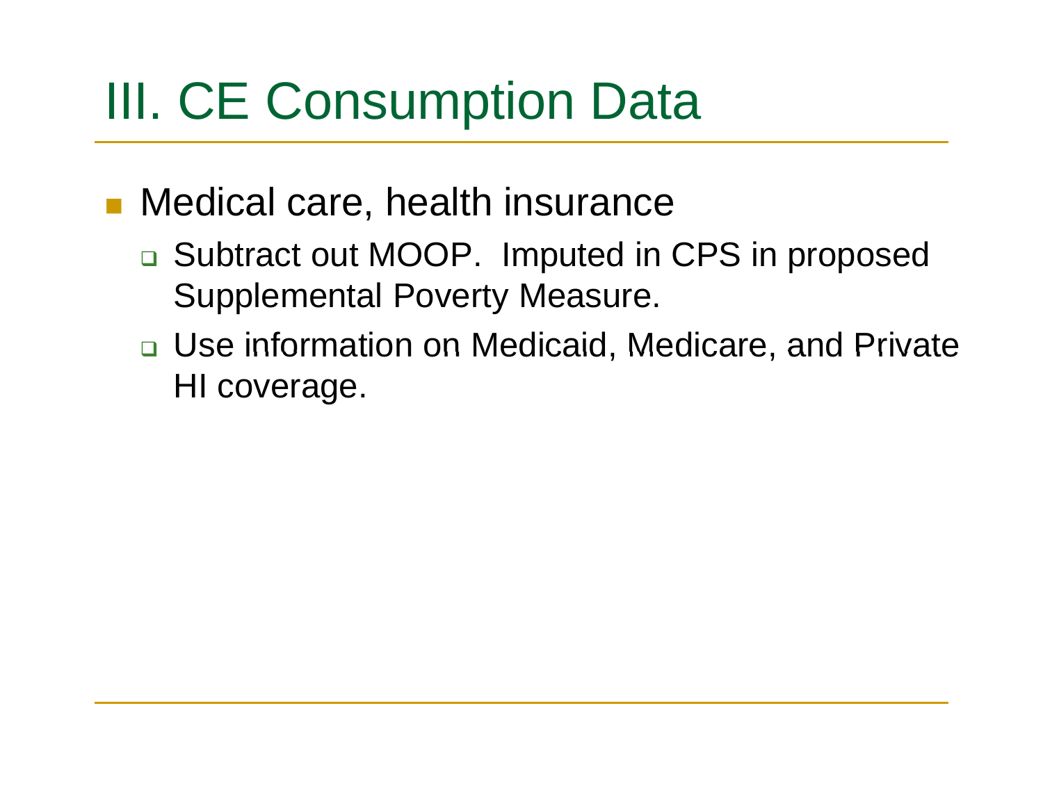# III. CE Consumption Data

- Medical care, health insurance
  - Subtract out MOOP. Imputed in CPS in proposed Supplemental Poverty Measure.
  - Use information on Medicaid, Medicare, and Private HI coverage.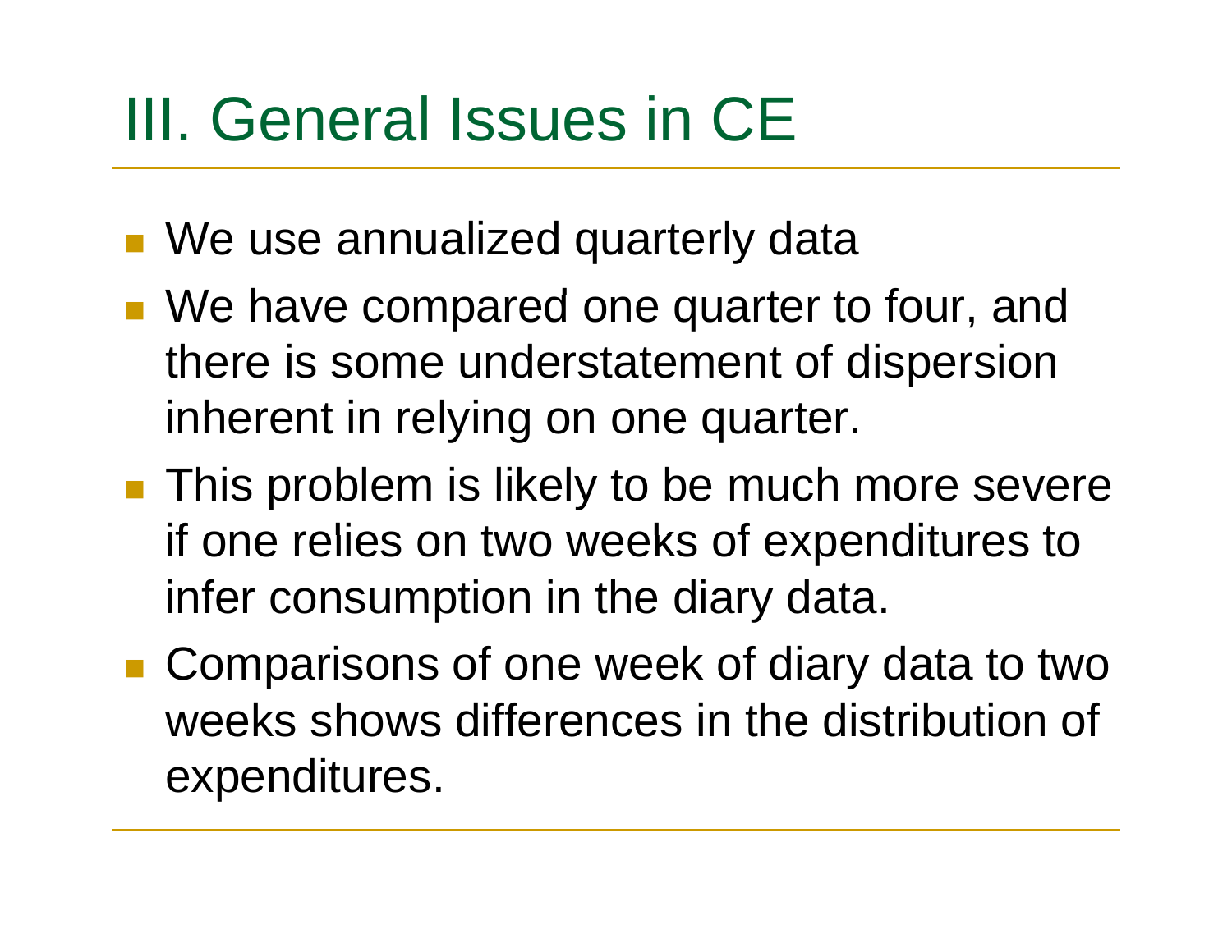# III. General Issues in CE

- We use annualized quarterly data
- We have compared one quarter to four, and there is some understatement of dispersion inherent in relying on one quarter.
- This problem is likely to be much more severe if one relies on two weeks of expenditures to infer consumption in the diary data.
- Comparisons of one week of diary data to two weeks shows differences in the distribution of expenditures.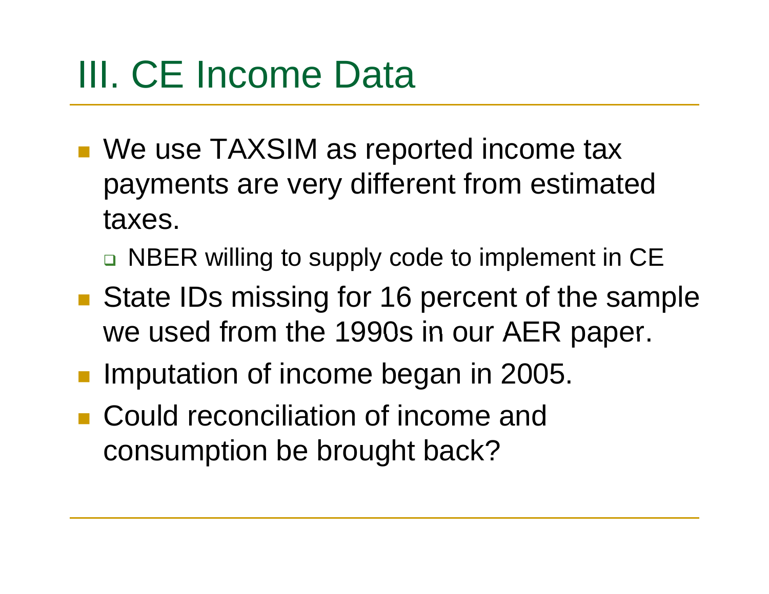# III. CE Income Data

- We use TAXSIM as reported income tax payments are very different from estimated taxes.
  - NBER willing to supply code to implement in CE
- State IDs missing for 16 percent of the sample we used from the 1990s in our AER paper.
- Imputation of income began in 2005.
- Could reconciliation of income and consumption be brought back?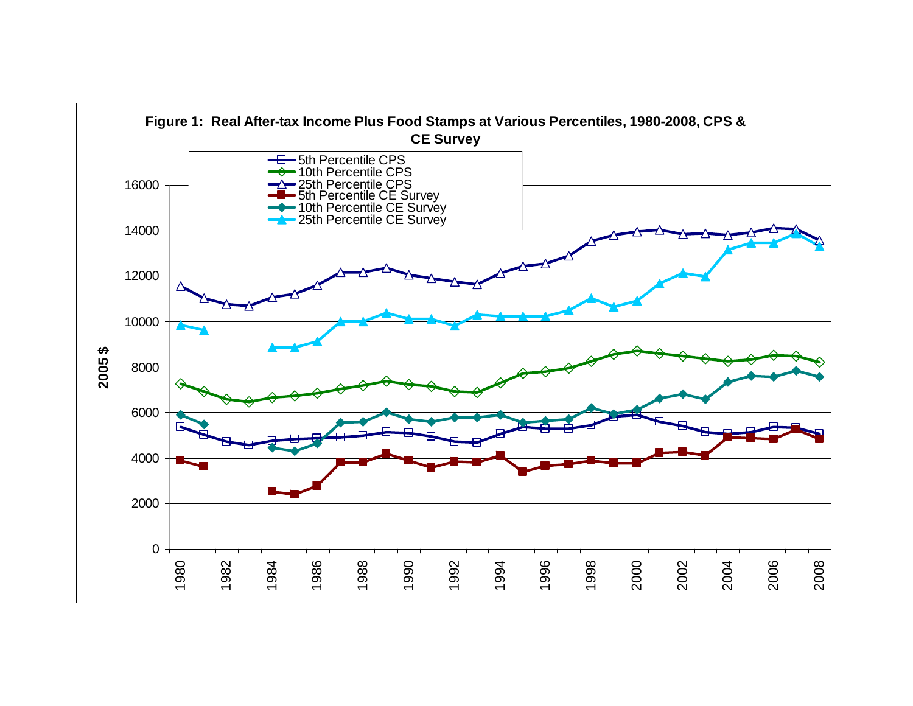**Figure 1: Real After-tax Income Plus Food Stamps at Various Percentiles, 1980-2008, CPS & CE Survey**

- 5th Percentile CPS
- 10th Percentile CPS
- 25th Percentile CPS
- 5th Percentile CE Survey
- 10th Percentile CE Survey
- 25th Percentile CE Survey

2005 $

0, 2000, 4000, 6000, 8000, 10000, 12000, 14000, 16000

1980, 1982, 1984, 1986, 1988, 1990, 1992, 1994, 1996, 1998, 2000, 2002, 2004, 2006, 2008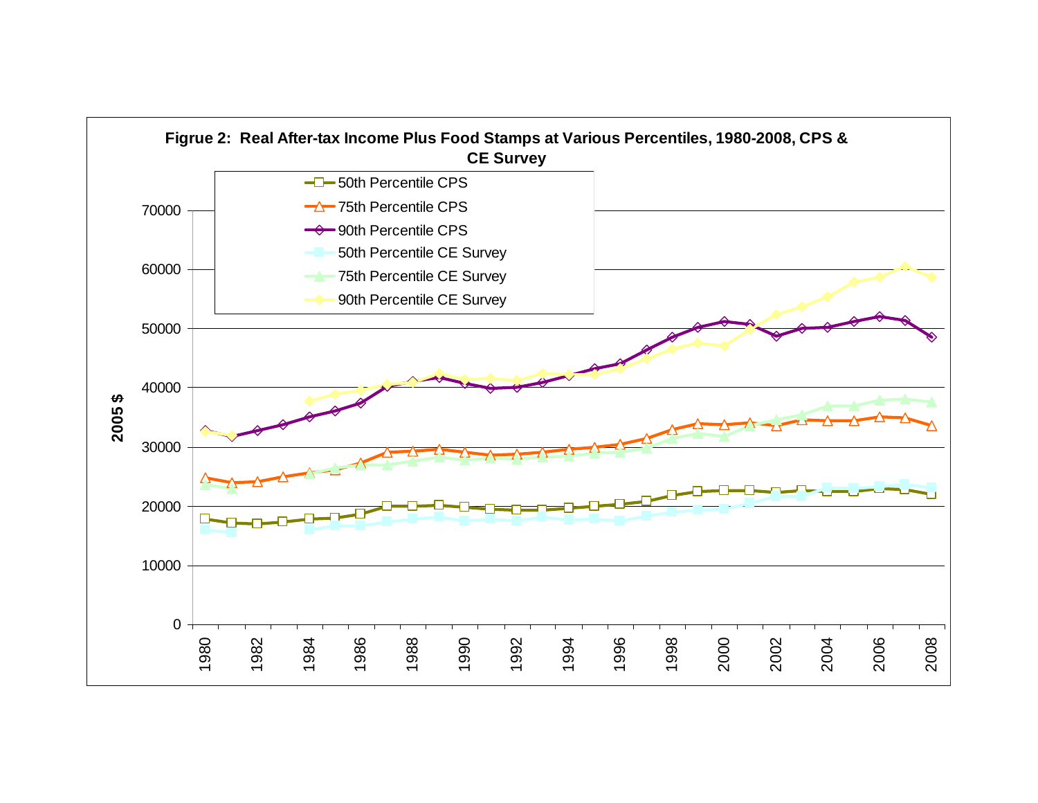**Figrue 2: Real After-tax Income Plus Food Stamps at Various Percentiles, 1980-2008, CPS & CE Survey**

- 50th Percentile CPS
- 75th Percentile CPS
- 90th Percentile CPS
- 50th Percentile CE Survey
- 75th Percentile CE Survey
- 90th Percentile CE Survey

2005 $

0, 10000, 20000, 30000, 40000, 50000, 60000, 70000

1980, 1982, 1984, 1986, 1988, 1990, 1992, 1994, 1996, 1998, 2000, 2002, 2004, 2006, 2008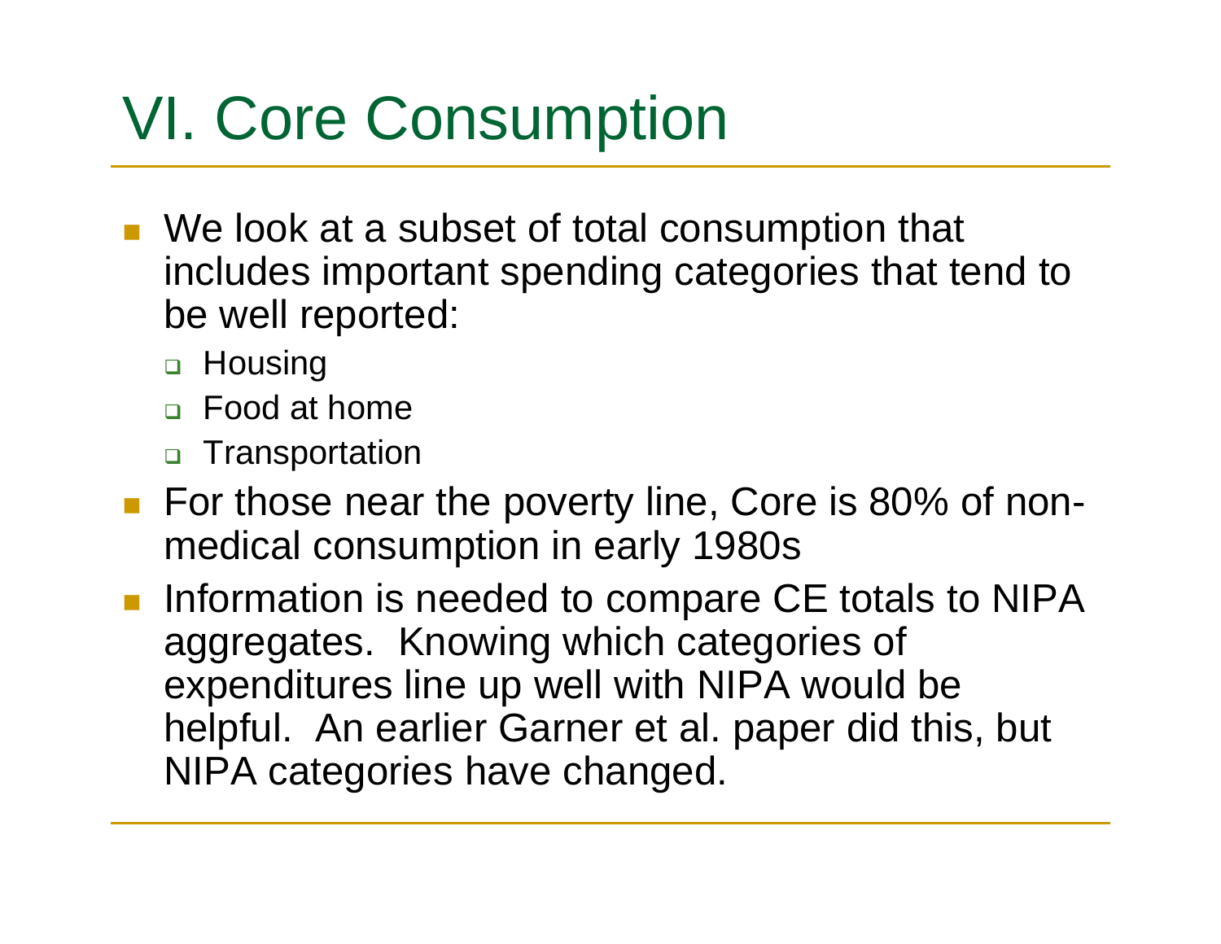# VI. Core Consumption

- We look at a subset of total consumption that includes important spending categories that tend to be well reported:
  - Housing
  - Food at home
  - Transportation
- For those near the poverty line, Core is 80% of non-medical consumption in early 1980s
- Information is needed to compare CE totals to NIPA aggregates. Knowing which categories of expenditures line up well with NIPA would be helpful. An earlier Garner et al. paper did this, but NIPA categories have changed.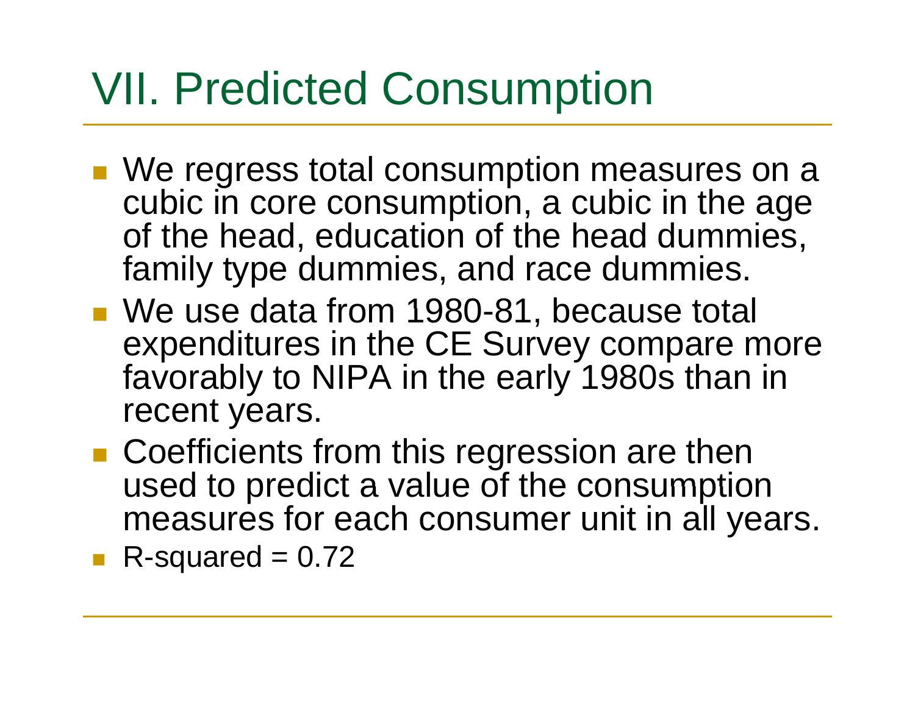# VII. Predicted Consumption

- We regress total consumption measures on a cubic in core consumption, a cubic in the age of the head, education of the head dummies, family type dummies, and race dummies.
- We use data from 1980-81, because total expenditures in the CE Survey compare more favorably to NIPA in the early 1980s than in recent years.
- Coefficients from this regression are then used to predict a value of the consumption measures for each consumer unit in all years.
- R-squared = 0.72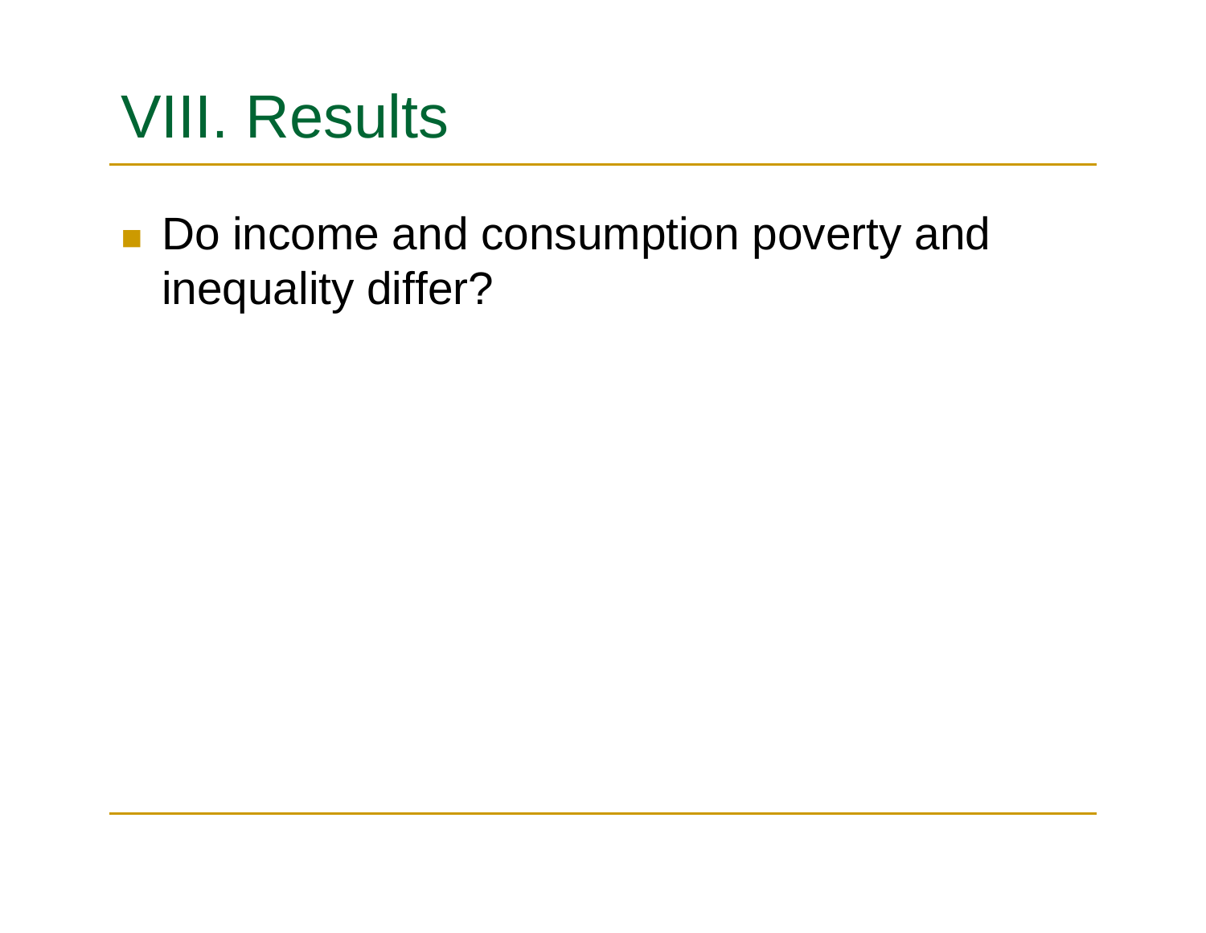# VIII. Results

- Do income and consumption poverty and inequality differ?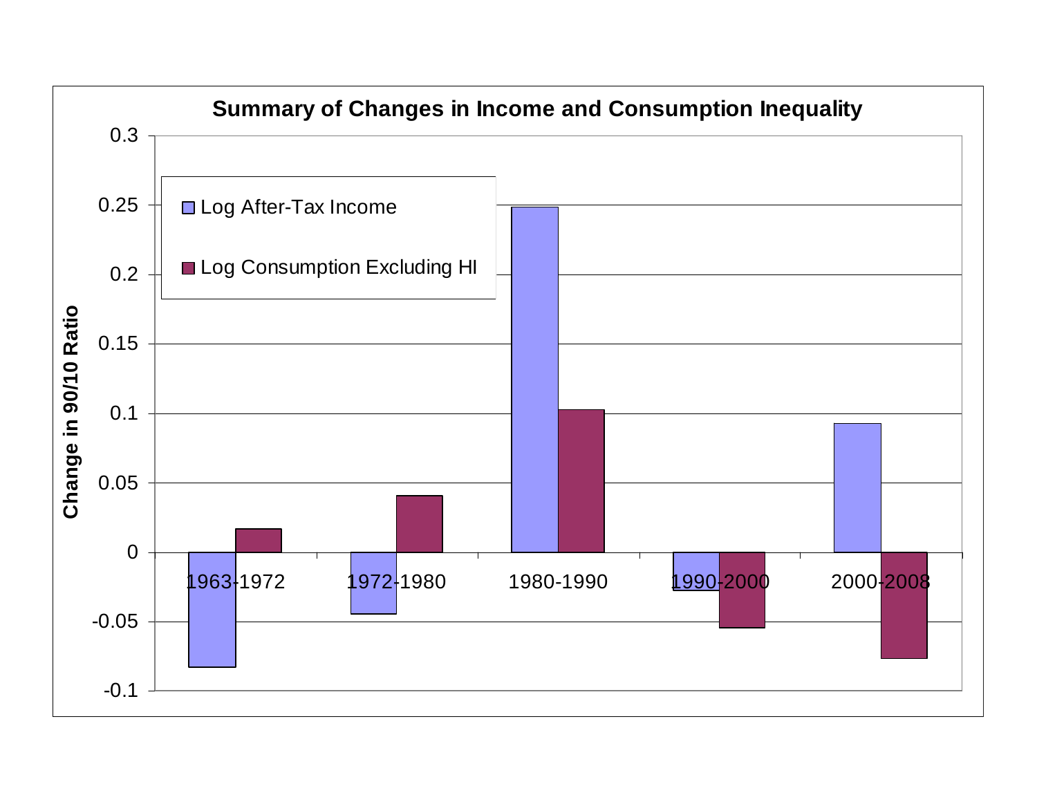**Summary of Changes in Income and Consumption Inequality**

Change in 90/10 Ratio

0.3
0.25
0.2
0.15
0.1
0.05
0
-0.05
-0.1

Log After-Tax Income

Log Consumption Excluding HI

1963-1972 1972-1980 1980-1990 1990-2000 2000-2008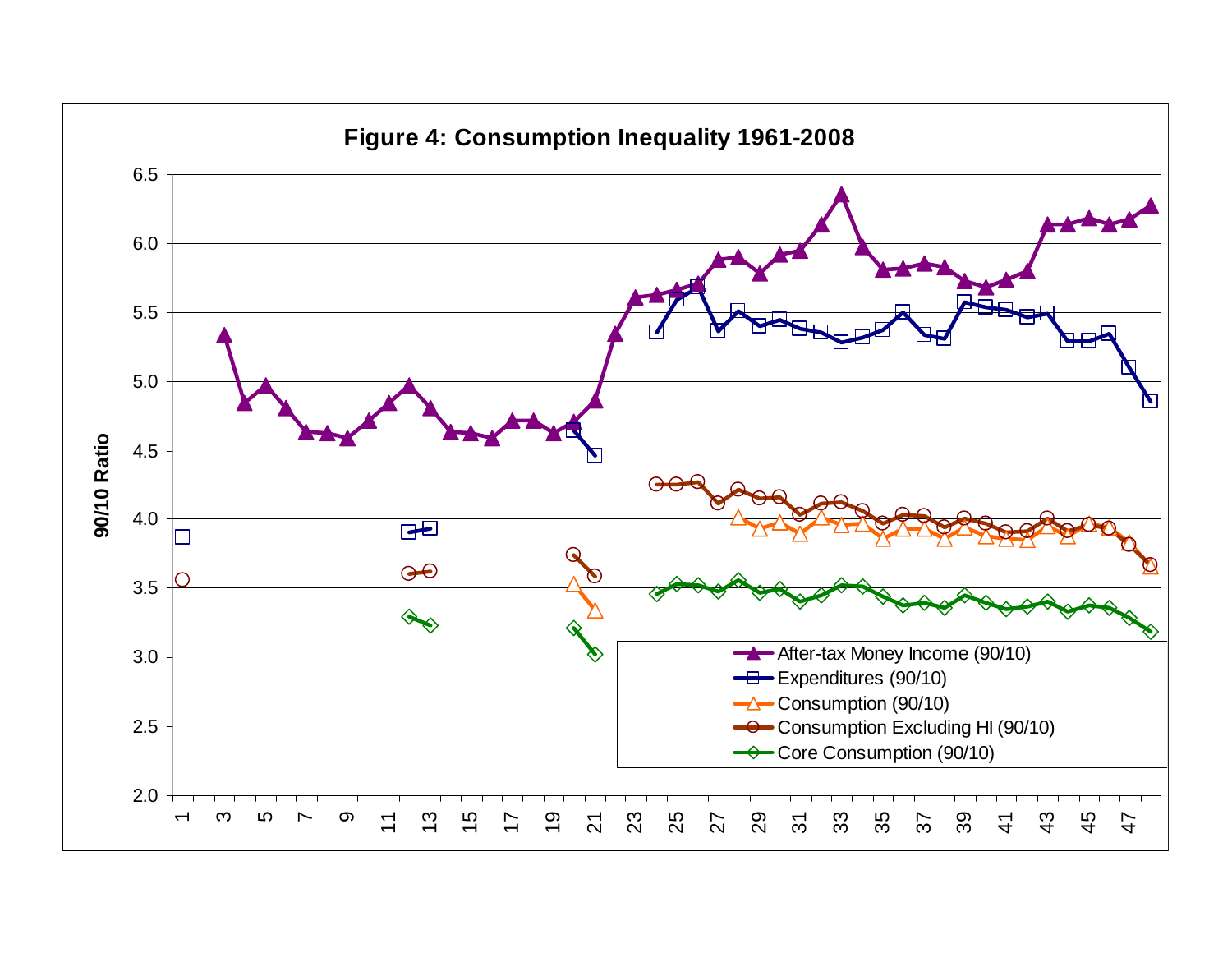**Figure 4: Consumption Inequality 1961-2008**

90/10 Ratio

After-tax Money Income (90/10)
Expenditures (90/10)
Consumption (90/10)
Consumption Excluding HI (90/10)
Core Consumption (90/10)

1 3 5 7 9 11 13 15 17 19 21 23 25 27 29 31 33 35 37 39 41 43 45 47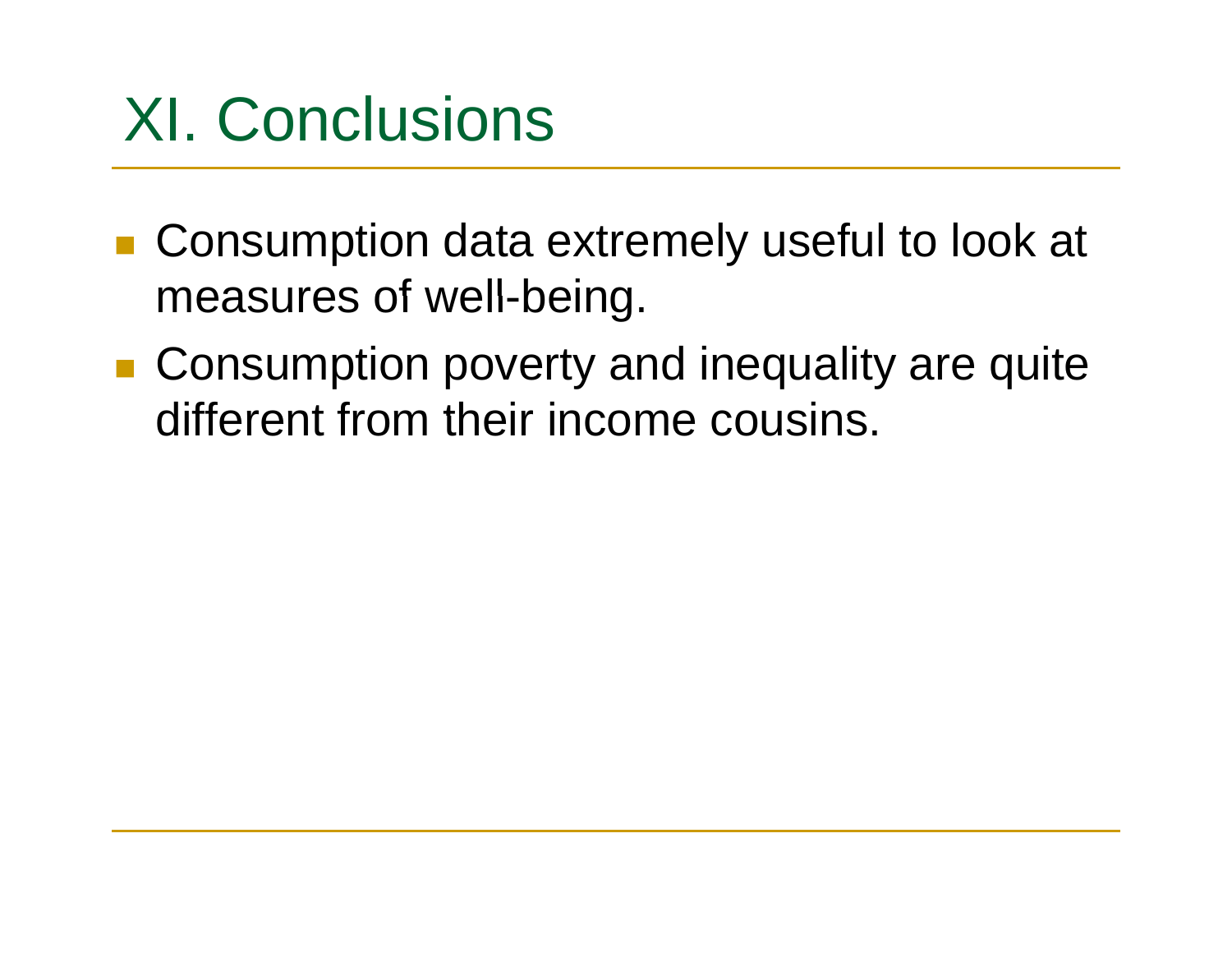# XI. Conclusions

- Consumption data extremely useful to look at measures of well-being.
- Consumption poverty and inequality are quite different from their income cousins.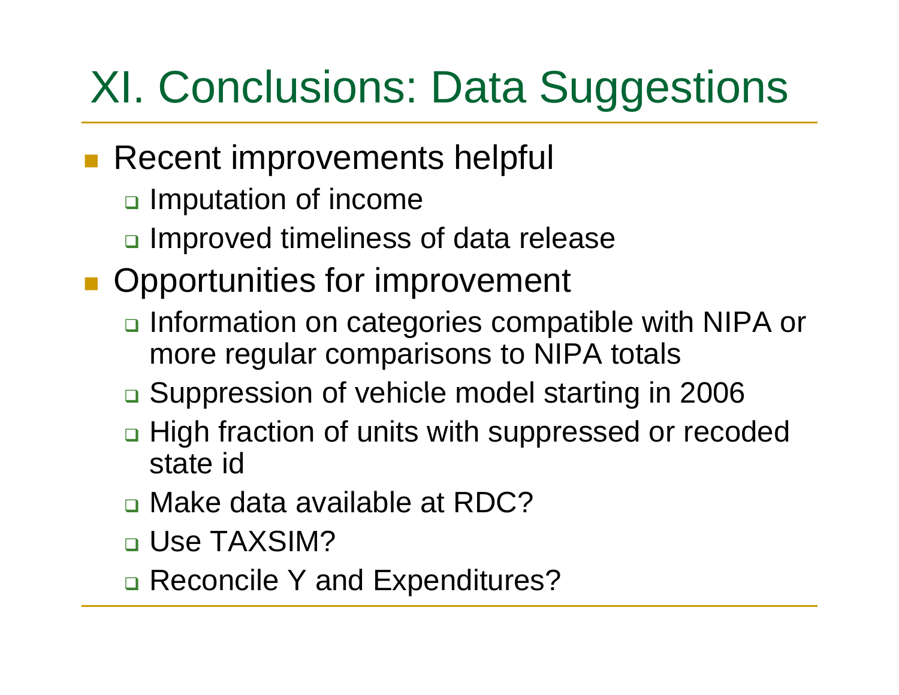# XI. Conclusions: Data Suggestions

- Recent improvements helpful
  - Imputation of income
  - Improved timeliness of data release
- Opportunities for improvement
  - Information on categories compatible with NIPA or more regular comparisons to NIPA totals
  - Suppression of vehicle model starting in 2006
  - High fraction of units with suppressed or recoded state id
  - Make data available at RDC?
  - Use TAXSIM?
  - Reconcile Y and Expenditures?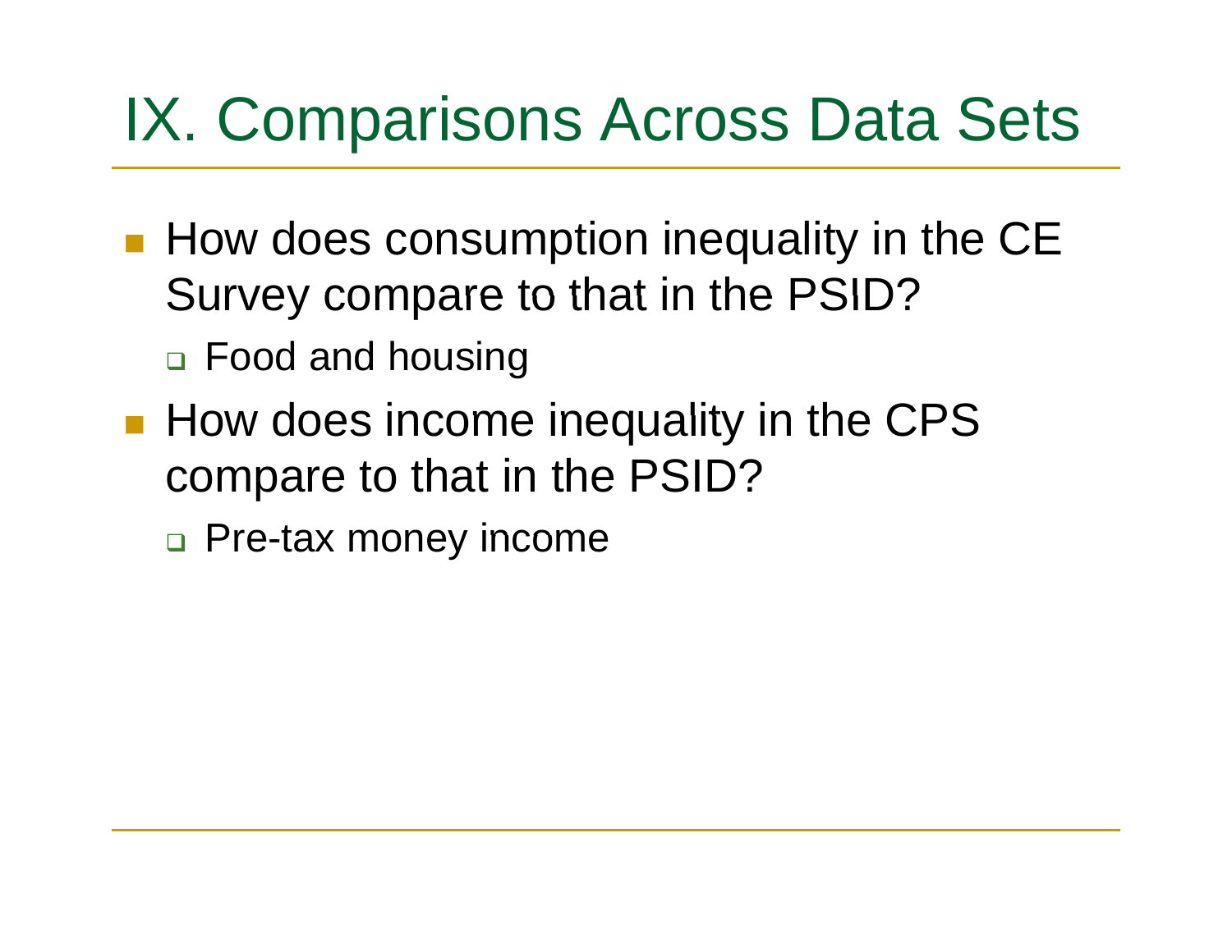# IX. Comparisons Across Data Sets

- How does consumption inequality in the CE Survey compare to that in the PSID?
  - Food and housing
- How does income inequality in the CPS compare to that in the PSID?
  - Pre-tax money income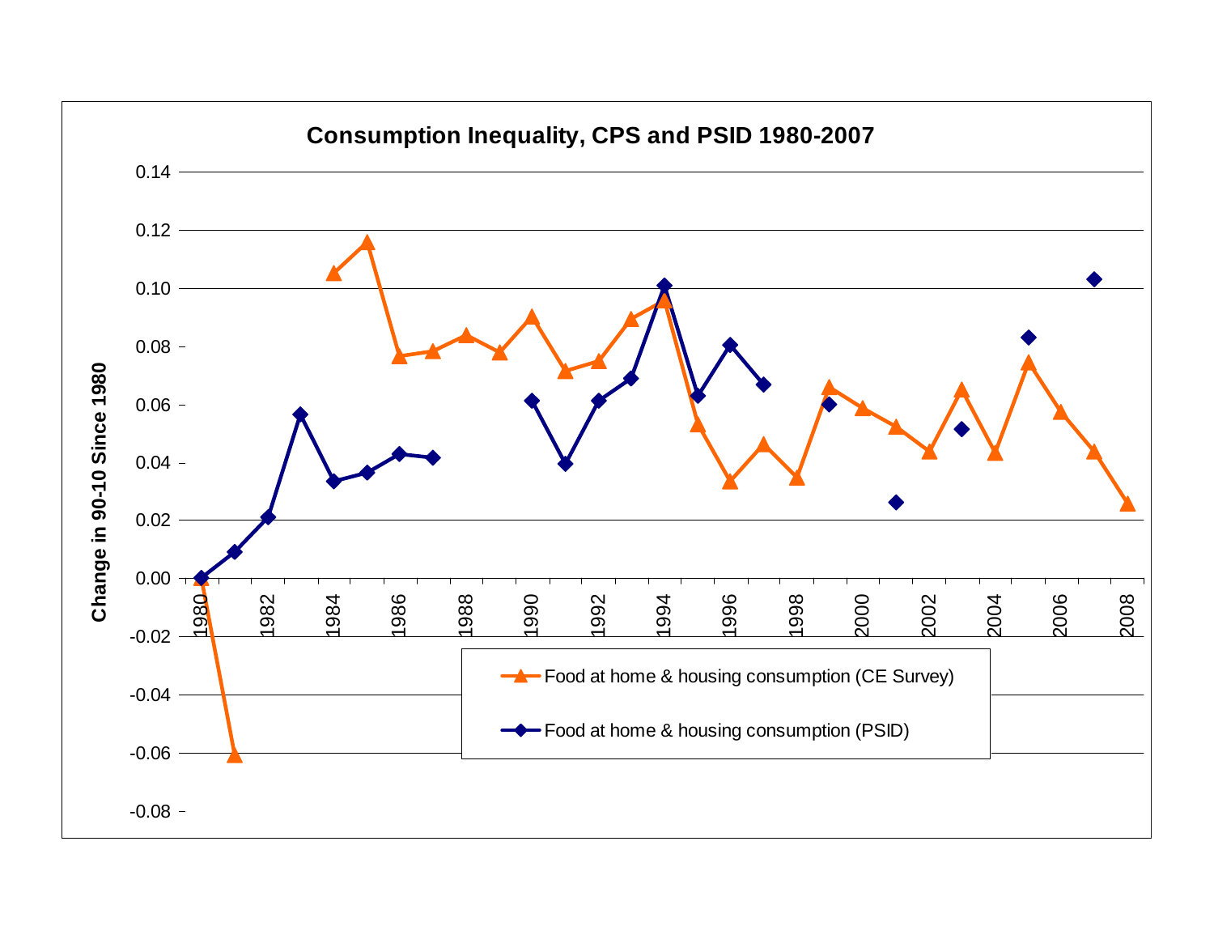Consumption Inequality, CPS and PSID 1980-2007

Change in 90-10 Since 1980

Food at home & housing consumption (CE Survey)

Food at home & housing consumption (PSID)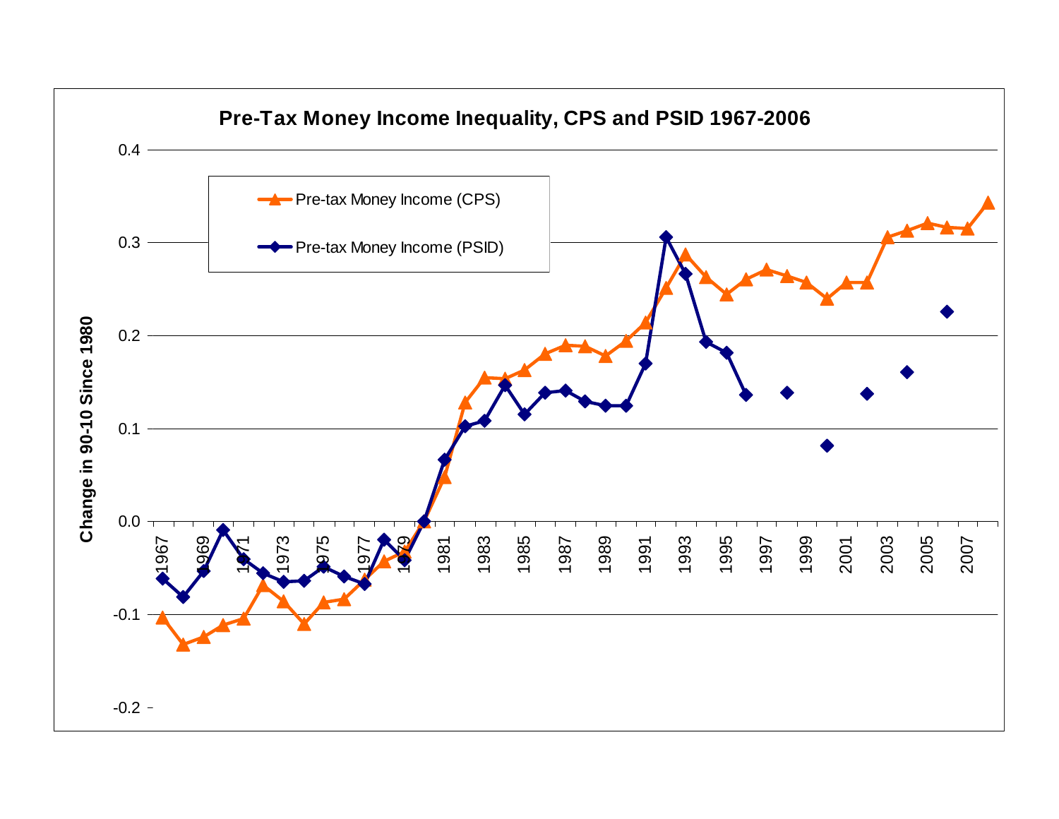**Pre-Tax Money Income Inequality, CPS and PSID 1967-2006**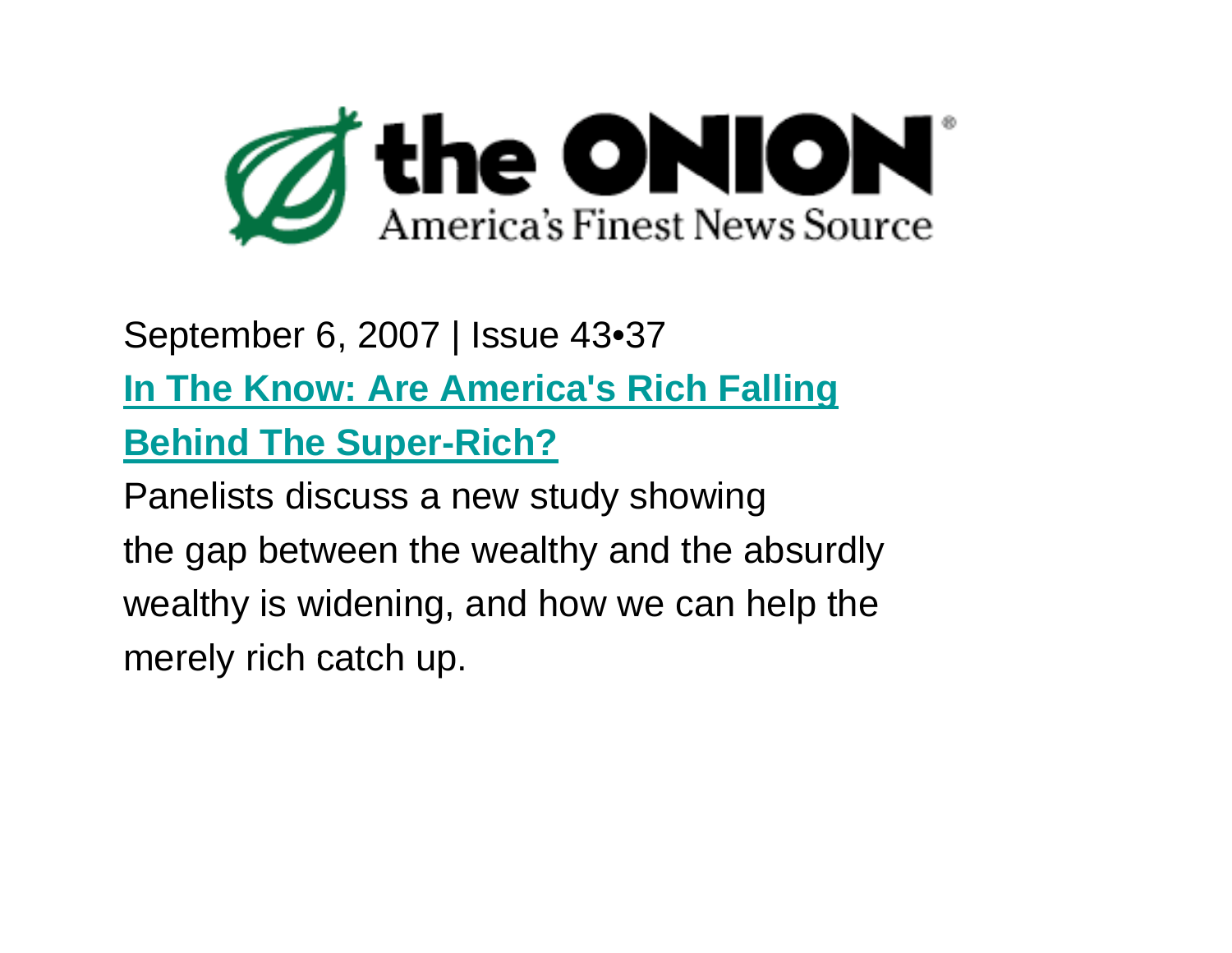# the ONION®

America's Finest News Source

September 6, 2007 | Issue 43•37

**In The Know: Are America's Rich Falling Behind The Super-Rich?**

Panelists discuss a new study showing the gap between the wealthy and the absurdly wealthy is widening, and how we can help the merely rich catch up.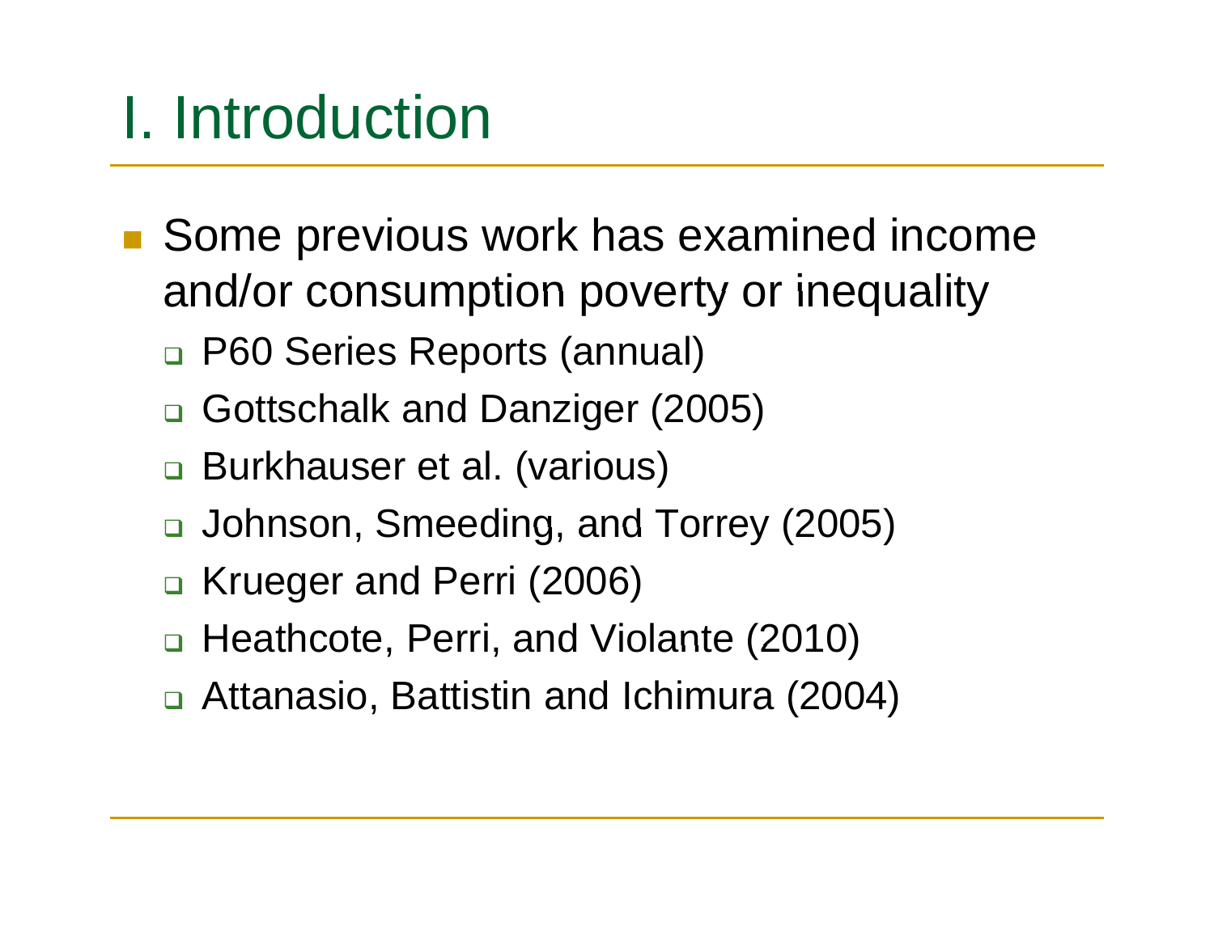# I. Introduction

- Some previous work has examined income and/or consumption poverty or inequality
  - P60 Series Reports (annual)
  - Gottschalk and Danziger (2005)
  - Burkhauser et al. (various)
  - Johnson, Smeeding, and Torrey (2005)
  - Krueger and Perri (2006)
  - Heathcote, Perri, and Violante (2010)
  - Attanasio, Battistin and Ichimura (2004)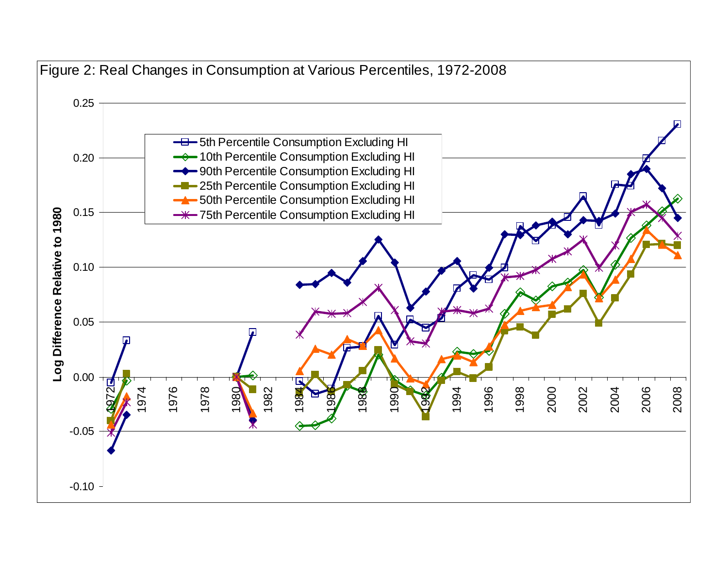Figure 2: Real Changes in Consumption at Various Percentiles, 1972-2008

Log Difference Relative to 1980

- 5th Percentile Consumption Excluding HI
- 10th Percentile Consumption Excluding HI
- 90th Percentile Consumption Excluding HI
- 25th Percentile Consumption Excluding HI
- 50th Percentile Consumption Excluding HI
- 75th Percentile Consumption Excluding HI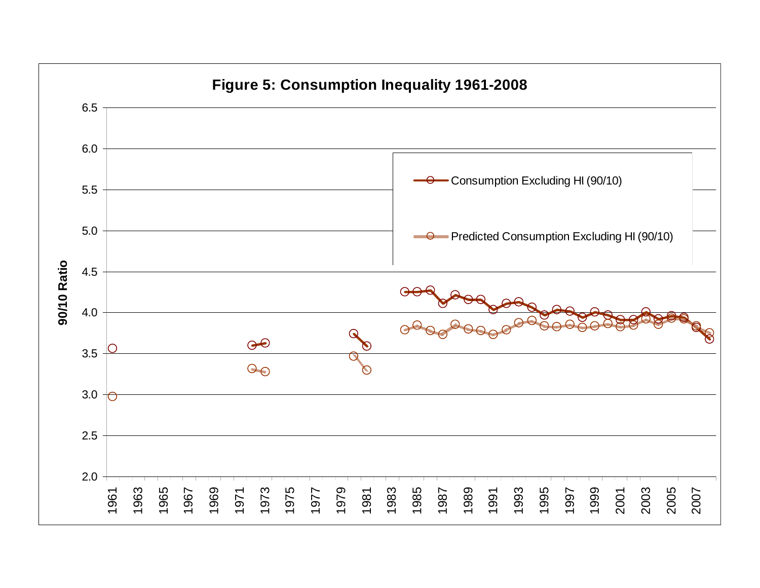Figure 5: Consumption Inequality 1961-2008

90/10 Ratio

6.5
6.0
5.5
5.0
4.5
4.0
3.5
3.0
2.5
2.0

1961
1963
1965
1967
1969
1971
1973
1975
1977
1979
1981
1983
1985
1987
1989
1991
1993
1995
1997
1999
2001
2003
2005
2007

Consumption Excluding HI (90/10)

Predicted Consumption Excluding HI (90/10)